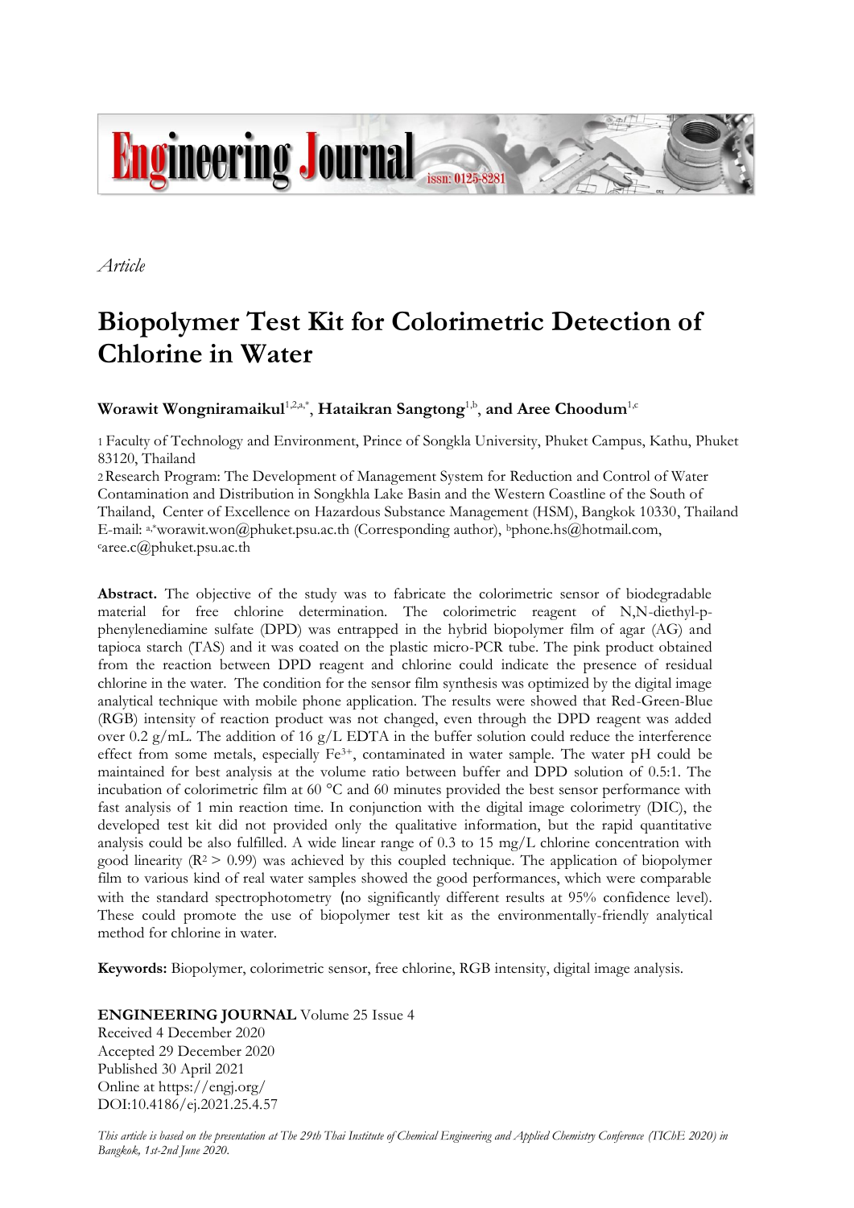*Article*

# Biopolymer Test Kit for Colorimetric Detection of Chlorine in Water

**Worawit Wongniramaikul**[1,2,a,*], **Hataikran Sangtong**[1,b], **and Aree Choodum**[1,c]

1 Faculty of Technology and Environment, Prince of Songkla University, Phuket Campus, Kathu, Phuket 83120, Thailand

2 Research Program: The Development of Management System for Reduction and Control of Water Contamination and Distribution in Songkhla Lake Basin and the Western Coastline of the South of Thailand, Center of Excellence on Hazardous Substance Management (HSM), Bangkok 10330, Thailand

E-mail: [a,*]worawit.won@phuket.psu.ac.th (Corresponding author), [b]phone.hs@hotmail.com, [c]aree.c@phuket.psu.ac.th

**Abstract.** The objective of the study was to fabricate the colorimetric sensor of biodegradable material for free chlorine determination. The colorimetric reagent of N,N-diethyl-p-phenylenediamine sulfate (DPD) was entrapped in the hybrid biopolymer film of agar (AG) and tapioca starch (TAS) and it was coated on the plastic micro-PCR tube. The pink product obtained from the reaction between DPD reagent and chlorine could indicate the presence of residual chlorine in the water. The condition for the sensor film synthesis was optimized by the digital image analytical technique with mobile phone application. The results were showed that Red-Green-Blue (RGB) intensity of reaction product was not changed, even through the DPD reagent was added over 0.2 g/mL. The addition of 16 g/L EDTA in the buffer solution could reduce the interference effect from some metals, especially $Fe^{3+}$, contaminated in water sample. The water pH could be maintained for best analysis at the volume ratio between buffer and DPD solution of 0.5:1. The incubation of colorimetric film at 60 °C and 60 minutes provided the best sensor performance with fast analysis of 1 min reaction time. In conjunction with the digital image colorimetry (DIC), the developed test kit did not provided only the qualitative information, but the rapid quantitative analysis could be also fulfilled. A wide linear range of 0.3 to 15 mg/L chlorine concentration with good linearity ($R^2 > 0.99$) was achieved by this coupled technique. The application of biopolymer film to various kind of real water samples showed the good performances, which were comparable with the standard spectrophotometry (no significantly different results at 95% confidence level). These could promote the use of biopolymer test kit as the environmentally-friendly analytical method for chlorine in water.

**Keywords:** Biopolymer, colorimetric sensor, free chlorine, RGB intensity, digital image analysis.

**ENGINEERING JOURNAL** Volume 25 Issue 4
Received 4 December 2020
Accepted 29 December 2020
Published 30 April 2021
Online at https://engj.org/
DOI:10.4186/ej.2021.25.4.57

*This article is based on the presentation at The 29th Thai Institute of Chemical Engineering and Applied Chemistry Conference (TIChE 2020) in Bangkok, 1st-2nd June 2020.*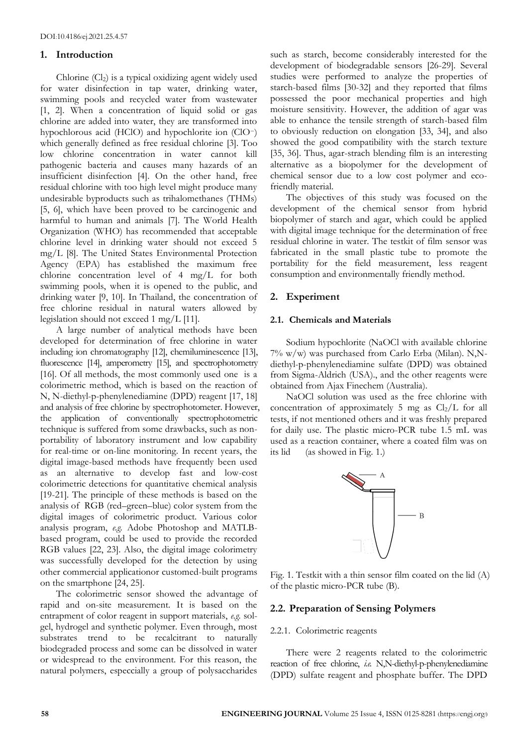## 1. Introduction

Chlorine ($Cl_2$) is a typical oxidizing agent widely used for water disinfection in tap water, drinking water, swimming pools and recycled water from wastewater [1, 2]. When a concentration of liquid solid or gas chlorine are added into water, they are transformed into hypochlorous acid (HClO) and hypochlorite ion ($ClO^-$) which generally defined as free residual chlorine [3]. Too low chlorine concentration in water cannot kill pathogenic bacteria and causes many hazards of an insufficient disinfection [4]. On the other hand, free residual chlorine with too high level might produce many undesirable byproducts such as trihalomethanes (THMs) [5, 6], which have been proved to be carcinogenic and harmful to human and animals [7]. The World Health Organization (WHO) has recommended that acceptable chlorine level in drinking water should not exceed 5 mg/L [8]. The United States Environmental Protection Agency (EPA) has established the maximum free chlorine concentration level of 4 mg/L for both swimming pools, when it is opened to the public, and drinking water [9, 10]. In Thailand, the concentration of free chlorine residual in natural waters allowed by legislation should not exceed 1 mg/L [11].

A large number of analytical methods have been developed for determination of free chlorine in water including ion chromatography [12], chemiluminescence [13], fluorescence [14], amperometry [15], and spectrophotometry [16]. Of all methods, the most commonly used one is a colorimetric method, which is based on the reaction of N, N-diethyl-p-phenylenediamine (DPD) reagent [17, 18] and analysis of free chlorine by spectrophotometer. However, the application of conventionally spectrophotometric technique is suffered from some drawbacks, such as non-portability of laboratory instrument and low capability for real-time or on-line monitoring. In recent years, the digital image-based methods have frequently been used as an alternative to develop fast and low-cost colorimetric detections for quantitative chemical analysis [19-21]. The principle of these methods is based on the analysis of RGB (red–green–blue) color system from the digital images of colorimetric product. Various color analysis program, *e.g.* Adobe Photoshop and MATLB-based program, could be used to provide the recorded RGB values [22, 23]. Also, the digital image colorimetry was successfully developed for the detection by using other commercial applicationor customed-built programs on the smartphone [24, 25].

The colorimetric sensor showed the advantage of rapid and on-site measurement. It is based on the entrapment of color reagent in support materials, *e.g.* sol-gel, hydrogel and synthetic polymer. Even through, most substrates trend to be recalcitrant to naturally biodegraded process and some can be dissolved in water or widespread to the environment. For this reason, the natural polymers, especcially a group of polysaccharides such as starch, become considerably interested for the development of biodegradable sensors [26-29]. Several studies were performed to analyze the properties of starch-based films [30-32] and they reported that films possessed the poor mechanical properties and high moisture sensitivity. However, the addition of agar was able to enhance the tensile strength of starch-based film to obviously reduction on elongation [33, 34], and also showed the good compatibility with the starch texture [35, 36]. Thus, agar-strach blending film is an interesting alternative as a biopolymer for the development of chemical sensor due to a low cost polymer and eco-friendly material.

The objectives of this study was focused on the development of the chemical sensor from hybrid biopolymer of starch and agar, which could be applied with digital image technique for the determination of free residual chlorine in water. The testkit of film sensor was fabricated in the small plastic tube to promote the portability for the field measurement, less reagent consumption and environmentally friendly method.

## 2. Experiment

### 2.1. Chemicals and Materials

Sodium hypochlorite (NaOCl with available chlorine 7% w/w) was purchased from Carlo Erba (Milan). N,N-diethyl-p-phenylenediamine sulfate (DPD) was obtained from Sigma-Aldrich (USA)., and the other reagents were obtained from Ajax Finechem (Australia).

NaOCl solution was used as the free chlorine with concentration of approximately 5 mg as $Cl_2$/L for all tests, if not mentioned others and it was freshly prepared for daily use. The plastic micro-PCR tube 1.5 mL was used as a reaction container, where a coated film was on its lid (as showed in Fig. 1.)

Fig. 1. Testkit with a thin sensor film coated on the lid (A) of the plastic micro-PCR tube (B).

### 2.2. Preparation of Sensing Polymers

#### 2.2.1. Colorimetric reagents

There were 2 reagents related to the colorimetric reaction of free chlorine, *i.e.* N,N-diethyl-p-phenylenediamine (DPD) sulfate reagent and phosphate buffer. The DPD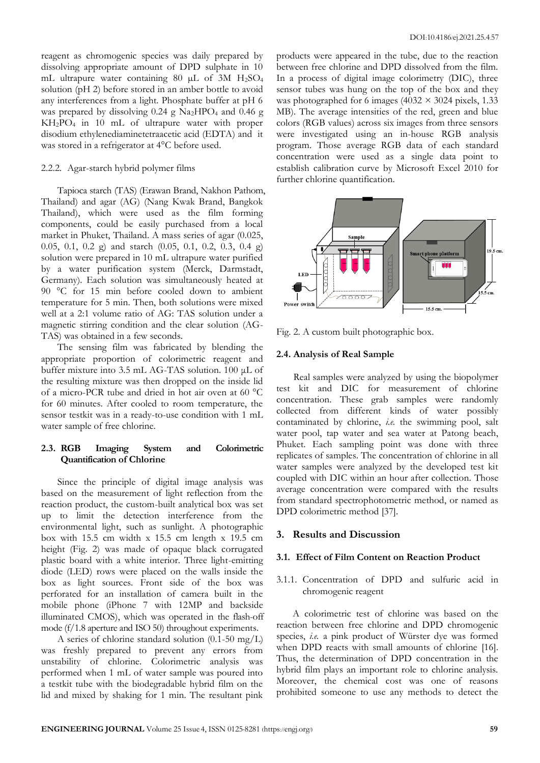reagent as chromogenic species was daily prepared by dissolving appropriate amount of DPD sulphate in 10 mL ultrapure water containing 80 µL of 3M $H_2SO_4$ solution (pH 2) before stored in an amber bottle to avoid any interferences from a light. Phosphate buffer at pH 6 was prepared by dissolving 0.24 g $Na_2HPO_4$ and 0.46 g $KH_2PO_4$ in 10 mL of ultrapure water with proper disodium ethylenediaminetetraacetic acid (EDTA) and it was stored in a refrigerator at 4°C before used.

#### 2.2.2. Agar-starch hybrid polymer films

Tapioca starch (TAS) (Erawan Brand, Nakhon Pathom, Thailand) and agar (AG) (Nang Kwak Brand, Bangkok Thailand), which were used as the film forming components, could be easily purchased from a local market in Phuket, Thailand. A mass series of agar (0.025, 0.05, 0.1, 0.2 g) and starch (0.05, 0.1, 0.2, 0.3, 0.4 g) solution were prepared in 10 mL ultrapure water purified by a water purification system (Merck, Darmstadt, Germany). Each solution was simultaneously heated at 90 °C for 15 min before cooled down to ambient temperature for 5 min. Then, both solutions were mixed well at a 2:1 volume ratio of AG: TAS solution under a magnetic stirring condition and the clear solution (AG-TAS) was obtained in a few seconds.

The sensing film was fabricated by blending the appropriate proportion of colorimetric reagent and buffer mixture into 3.5 mL AG-TAS solution. 100 µL of the resulting mixture was then dropped on the inside lid of a micro-PCR tube and dried in hot air oven at 60 °C for 60 minutes. After cooled to room temperature, the sensor testkit was in a ready-to-use condition with 1 mL water sample of free chlorine.

### 2.3. RGB Imaging System and Colorimetric Quantification of Chlorine

Since the principle of digital image analysis was based on the measurement of light reflection from the reaction product, the custom-built analytical box was set up to limit the detection interference from the environmental light, such as sunlight. A photographic box with 15.5 cm width x 15.5 cm length x 19.5 cm height (Fig. 2) was made of opaque black corrugated plastic board with a white interior. Three light-emitting diode (LED) rows were placed on the walls inside the box as light sources. Front side of the box was perforated for an installation of camera built in the mobile phone (iPhone 7 with 12MP and backside illuminated CMOS), which was operated in the flash-off mode (f/1.8 aperture and ISO 50) throughout experiments.

A series of chlorine standard solution (0.1-50 mg/L) was freshly prepared to prevent any errors from unstability of chlorine. Colorimetric analysis was performed when 1 mL of water sample was poured into a testkit tube with the biodegradable hybrid film on the lid and mixed by shaking for 1 min. The resultant pink products were appeared in the tube, due to the reaction between free chlorine and DPD dissolved from the film. In a process of digital image colorimetry (DIC), three sensor tubes was hung on the top of the box and they was photographed for 6 images (4032 × 3024 pixels, 1.33 MB). The average intensities of the red, green and blue colors (RGB values) across six images from three sensors were investigated using an in-house RGB analysis program. Those average RGB data of each standard concentration were used as a single data point to establish calibration curve by Microsoft Excel 2010 for further chlorine quantification.

Fig. 2. A custom built photographic box.

### 2.4. Analysis of Real Sample

Real samples were analyzed by using the biopolymer test kit and DIC for measurement of chlorine concentration. These grab samples were randomly collected from different kinds of water possibly contaminated by chlorine, *i.e.* the swimming pool, salt water pool, tap water and sea water at Patong beach, Phuket. Each sampling point was done with three replicates of samples. The concentration of chlorine in all water samples were analyzed by the developed test kit coupled with DIC within an hour after collection. Those average concentration were compared with the results from standard spectrophotometric method, or named as DPD colorimetric method [37].

## 3. Results and Discussion

### 3.1. Effect of Film Content on Reaction Product

#### 3.1.1. Concentration of DPD and sulfuric acid in chromogenic reagent

A colorimetric test of chlorine was based on the reaction between free chlorine and DPD chromogenic species, *i.e.* a pink product of Würster dye was formed when DPD reacts with small amounts of chlorine [16]. Thus, the determination of DPD concentration in the hybrid film plays an important role to chlorine analysis. Moreover, the chemical cost was one of reasons prohibited someone to use any methods to detect the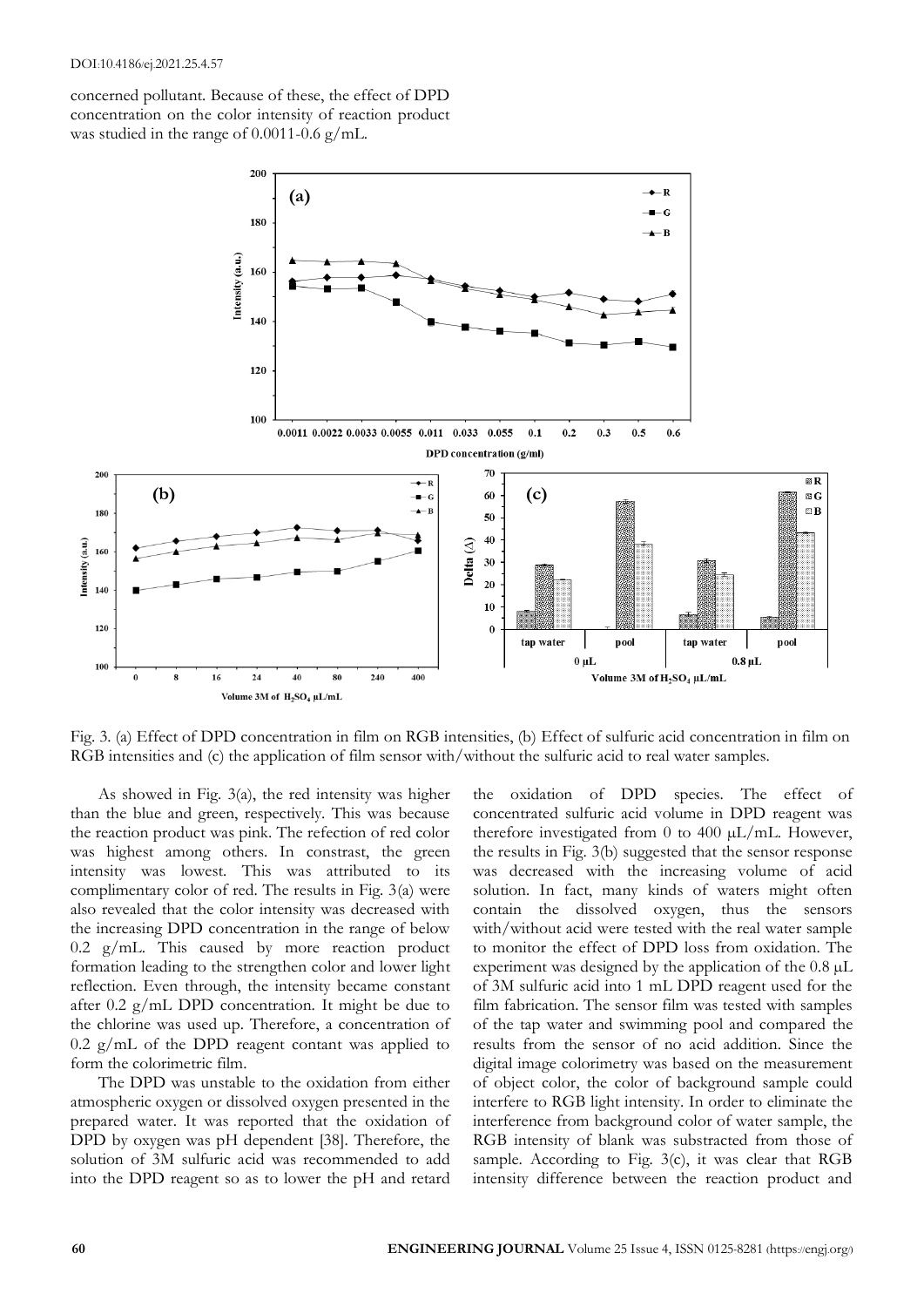concerned pollutant. Because of these, the effect of DPD concentration on the color intensity of reaction product was studied in the range of 0.0011-0.6 g/mL.

Fig. 3. (a) Effect of DPD concentration in film on RGB intensities, (b) Effect of sulfuric acid concentration in film on RGB intensities and (c) the application of film sensor with/without the sulfuric acid to real water samples.

As showed in Fig. 3(a), the red intensity was higher than the blue and green, respectively. This was because the reaction product was pink. The refection of red color was highest among others. In constrast, the green intensity was lowest. This was attributed to its complimentary color of red. The results in Fig. 3(a) were also revealed that the color intensity was decreased with the increasing DPD concentration in the range of below 0.2 g/mL. This caused by more reaction product formation leading to the strengthen color and lower light reflection. Even through, the intensity became constant after 0.2 g/mL DPD concentration. It might be due to the chlorine was used up. Therefore, a concentration of 0.2 g/mL of the DPD reagent contant was applied to form the colorimetric film.

The DPD was unstable to the oxidation from either atmospheric oxygen or dissolved oxygen presented in the prepared water. It was reported that the oxidation of DPD by oxygen was pH dependent [38]. Therefore, the solution of 3M sulfuric acid was recommended to add into the DPD reagent so as to lower the pH and retard the oxidation of DPD species. The effect of concentrated sulfuric acid volume in DPD reagent was therefore investigated from 0 to 400 μL/mL. However, the results in Fig. 3(b) suggested that the sensor response was decreased with the increasing volume of acid solution. In fact, many kinds of waters might often contain the dissolved oxygen, thus the sensors with/without acid were tested with the real water sample to monitor the effect of DPD loss from oxidation. The experiment was designed by the application of the 0.8 μL of 3M sulfuric acid into 1 mL DPD reagent used for the film fabrication. The sensor film was tested with samples of the tap water and swimming pool and compared the results from the sensor of no acid addition. Since the digital image colorimetry was based on the measurement of object color, the color of background sample could interfere to RGB light intensity. In order to eliminate the interference from background color of water sample, the RGB intensity of blank was substracted from those of sample. According to Fig. 3(c), it was clear that RGB intensity difference between the reaction product and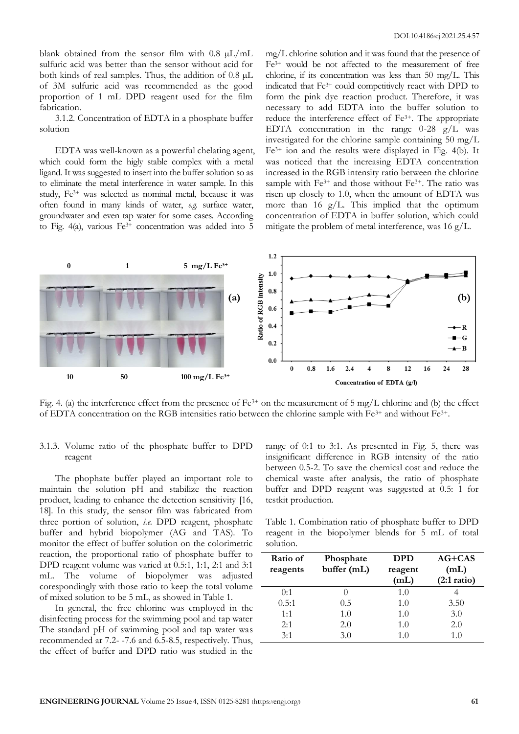blank obtained from the sensor film with 0.8 μL/mL sulfuric acid was better than the sensor without acid for both kinds of real samples. Thus, the addition of 0.8 μL of 3M sulfuric acid was recommended as the good proportion of 1 mL DPD reagent used for the film fabrication.

3.1.2. Concentration of EDTA in a phosphate buffer solution

EDTA was well-known as a powerful chelating agent, which could form the higly stable complex with a metal ligand. It was suggested to insert into the buffer solution so as to eliminate the metal interference in water sample. In this study, $Fe^{3+}$ was selected as nominal metal, because it was often found in many kinds of water, *e.g.* surface water, groundwater and even tap water for some cases. According to Fig. 4(a), various $Fe^{3+}$ concentration was added into 5 mg/L chlorine solution and it was found that the presence of $Fe^{3+}$ would be not affected to the measurement of free chlorine, if its concentration was less than 50 mg/L. This indicated that $Fe^{3+}$ could competitively react with DPD to form the pink dye reaction product. Therefore, it was necessary to add EDTA into the buffer solution to reduce the interference effect of $Fe^{3+}$. The appropriate EDTA concentration in the range 0-28 g/L was investigated for the chlorine sample containing 50 mg/L $Fe^{3+}$ ion and the results were displayed in Fig. 4(b). It was noticed that the increasing EDTA concentration increased in the RGB intensity ratio between the chlorine sample with $Fe^{3+}$ and those without $Fe^{3+}$. The ratio was risen up closely to 1.0, when the amount of EDTA was more than 16 g/L. This implied that the optimum concentration of EDTA in buffer solution, which could mitigate the problem of metal interference, was 16 g/L.

Fig. 4. (a) the interference effect from the presence of $Fe^{3+}$ on the measurement of 5 mg/L chlorine and (b) the effect of EDTA concentration on the RGB intensities ratio between the chlorine sample with $Fe^{3+}$ and without $Fe^{3+}$.

3.1.3. Volume ratio of the phosphate buffer to DPD reagent

The phophate buffer played an important role to maintain the solution pH and stabilize the reaction product, leading to enhance the detection sensitivity [16, 18]. In this study, the sensor film was fabricated from three portion of solution, *i.e.* DPD reagent, phosphate buffer and hybrid biopolymer (AG and TAS). To monitor the effect of buffer solution on the colorimetric reaction, the proportional ratio of phosphate buffer to DPD reagent volume was varied at 0.5:1, 1:1, 2:1 and 3:1 mL. The volume of biopolymer was adjusted corespondingly with those ratio to keep the total volume of mixed solution to be 5 mL, as showed in Table 1.

In general, the free chlorine was employed in the disinfecting process for the swimming pool and tap water The standard pH of swimming pool and tap water was recommended ar 7.2- -7.6 and 6.5-8.5, respectively. Thus, the effect of buffer and DPD ratio was studied in the range of 0:1 to 3:1. As presented in Fig. 5, there was insignificant difference in RGB intensity of the ratio between 0.5-2. To save the chemical cost and reduce the chemical waste after analysis, the ratio of phosphate buffer and DPD reagent was suggested at 0.5: 1 for testkit production.

Table 1. Combination ratio of phosphate buffer to DPD reagent in the biopolymer blends for 5 mL of total solution.

| Ratio of reagents | Phosphate buffer (mL) | DPD reagent (mL) | AG+CAS (mL) (2:1 ratio) |
|---|---|---|---|
| 0:1 | 0 | 1.0 | 4 |
| 0.5:1 | 0.5 | 1.0 | 3.50 |
| 1:1 | 1.0 | 1.0 | 3.0 |
| 2:1 | 2.0 | 1.0 | 2.0 |
| 3:1 | 3.0 | 1.0 | 1.0 |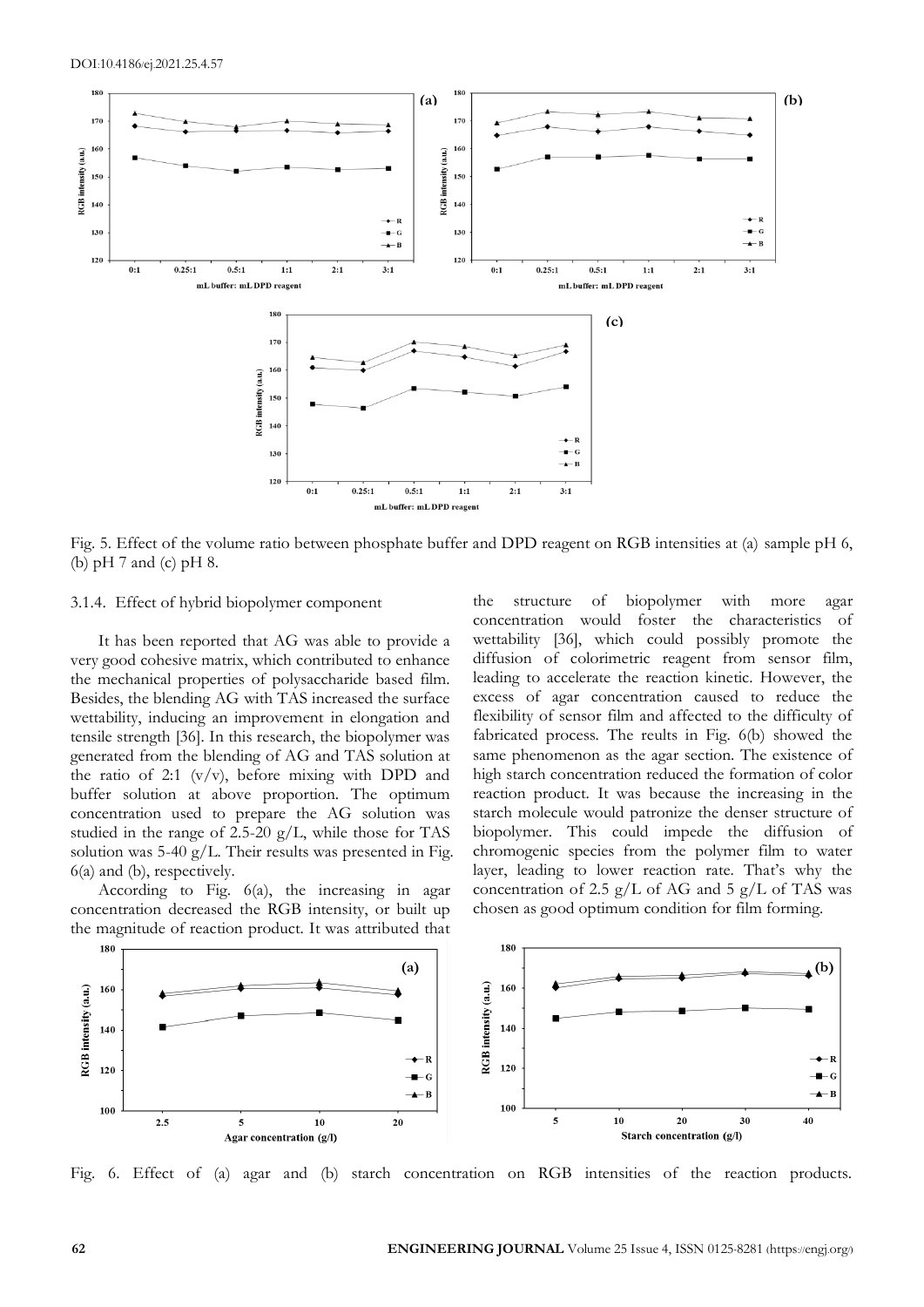Fig. 5. Effect of the volume ratio between phosphate buffer and DPD reagent on RGB intensities at (a) sample pH 6, (b) pH 7 and (c) pH 8.

### 3.1.4. Effect of hybrid biopolymer component

It has been reported that AG was able to provide a very good cohesive matrix, which contributed to enhance the mechanical properties of polysaccharide based film. Besides, the blending AG with TAS increased the surface wettability, inducing an improvement in elongation and tensile strength [36]. In this research, the biopolymer was generated from the blending of AG and TAS solution at the ratio of 2:1 (v/v), before mixing with DPD and buffer solution at above proportion. The optimum concentration used to prepare the AG solution was studied in the range of 2.5-20 g/L, while those for TAS solution was 5-40 g/L. Their results was presented in Fig. 6(a) and (b), respectively.

According to Fig. 6(a), the increasing in agar concentration decreased the RGB intensity, or built up the magnitude of reaction product. It was attributed that the structure of biopolymer with more agar concentration would foster the characteristics of wettability [36], which could possibly promote the diffusion of colorimetric reagent from sensor film, leading to accelerate the reaction kinetic. However, the excess of agar concentration caused to reduce the flexibility of sensor film and affected to the difficulty of fabricated process. The reults in Fig. 6(b) showed the same phenomenon as the agar section. The existence of high starch concentration reduced the formation of color reaction product. It was because the increasing in the starch molecule would patronize the denser structure of biopolymer. This could impede the diffusion of chromogenic species from the polymer film to water layer, leading to lower reaction rate. That's why the concentration of 2.5 g/L of AG and 5 g/L of TAS was chosen as good optimum condition for film forming.

Fig. 6. Effect of (a) agar and (b) starch concentration on RGB intensities of the reaction products.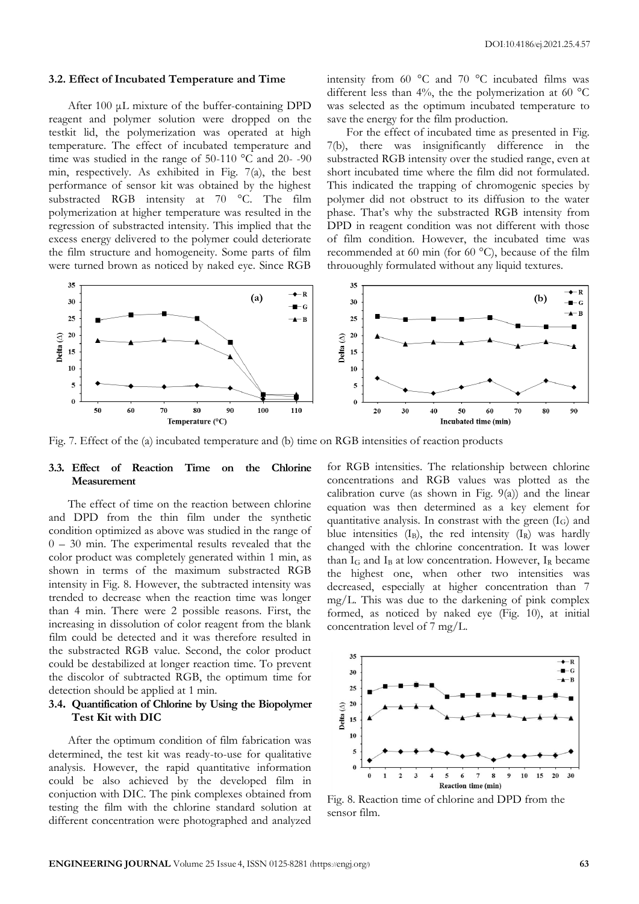### 3.2. Effect of Incubated Temperature and Time

After 100 µL mixture of the buffer-containing DPD reagent and polymer solution were dropped on the testkit lid, the polymerization was operated at high temperature. The effect of incubated temperature and time was studied in the range of 50-110 °C and 20- -90 min, respectively. As exhibited in Fig. 7(a), the best performance of sensor kit was obtained by the highest substracted RGB intensity at 70 °C. The film polymerization at higher temperature was resulted in the regression of substracted intensity. This implied that the excess energy delivered to the polymer could deteriorate the film structure and homogeneity. Some parts of film were turned brown as noticed by naked eye. Since RGB intensity from 60 °C and 70 °C incubated films was different less than 4%, the the polymerization at 60 °C was selected as the optimum incubated temperature to save the energy for the film production.

For the effect of incubated time as presented in Fig. 7(b), there was insignificantly difference in the substracted RGB intensity over the studied range, even at short incubated time where the film did not formulated. This indicated the trapping of chromogenic species by polymer did not obstruct to its diffusion to the water phase. That's why the substracted RGB intensity from DPD in reagent condition was not different with those of film condition. However, the incubated time was recommended at 60 min (for 60 °C), because of the film thrououghly formulated without any liquid textures.

Fig. 7. Effect of the (a) incubated temperature and (b) time on RGB intensities of reaction products

### 3.3. Effect of Reaction Time on the Chlorine Measurement

The effect of time on the reaction between chlorine and DPD from the thin film under the synthetic condition optimized as above was studied in the range of 0 – 30 min. The experimental results revealed that the color product was completely generated within 1 min, as shown in terms of the maximum substracted RGB intensity in Fig. 8. However, the subtracted intensity was trended to decrease when the reaction time was longer than 4 min. There were 2 possible reasons. First, the increasing in dissolution of color reagent from the blank film could be detected and it was therefore resulted in the substracted RGB value. Second, the color product could be destabilized at longer reaction time. To prevent the discolor of subtracted RGB, the optimum time for detection should be applied at 1 min.

### 3.4. Quantification of Chlorine by Using the Biopolymer Test Kit with DIC

After the optimum condition of film fabrication was determined, the test kit was ready-to-use for qualitative analysis. However, the rapid quantitative information could be also achieved by the developed film in conjuction with DIC. The pink complexes obtained from testing the film with the chlorine standard solution at different concentration were photographed and analyzed for RGB intensities. The relationship between chlorine concentrations and RGB values was plotted as the calibration curve (as shown in Fig. 9(a)) and the linear equation was then determined as a key element for quantitative analysis. In constrast with the green ($I_G$) and blue intensities ($I_B$), the red intensity ($I_R$) was hardly changed with the chlorine concentration. It was lower than $I_G$ and $I_B$ at low concentration. However, $I_R$ became the highest one, when other two intensities was decreased, especially at higher concentration than 7 mg/L. This was due to the darkening of pink complex formed, as noticed by naked eye (Fig. 10), at initial concentration level of 7 mg/L.

Fig. 8. Reaction time of chlorine and DPD from the sensor film.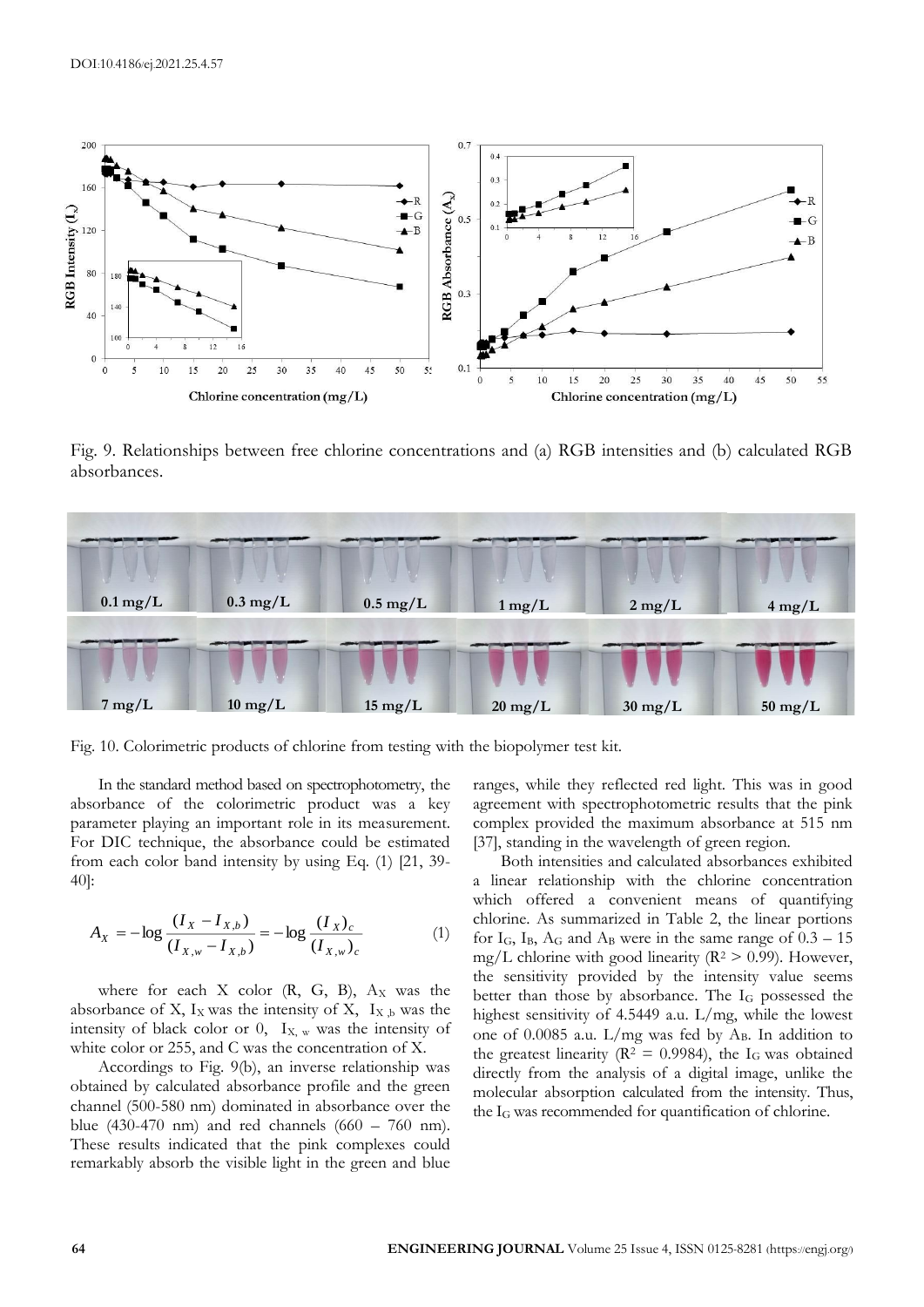Fig. 9. Relationships between free chlorine concentrations and (a) RGB intensities and (b) calculated RGB absorbances.

Fig. 10. Colorimetric products of chlorine from testing with the biopolymer test kit.

In the standard method based on spectrophotometry, the absorbance of the colorimetric product was a key parameter playing an important role in its measurement. For DIC technique, the absorbance could be estimated from each color band intensity by using Eq. (1) [21, 39-40]:

$$A_X = -\log \frac{(I_X - I_{X,b})}{(I_{X,w} - I_{X,b})} = -\log \frac{(I_X)_c}{(I_{X,w})_c} \tag{1}$$

where for each X color (R, G, B), $A_X$ was the absorbance of X, $I_X$ was the intensity of X, $I_{X,b}$ was the intensity of black color or 0, $I_{X,w}$ was the intensity of white color or 255, and C was the concentration of X.

Accordings to Fig. 9(b), an inverse relationship was obtained by calculated absorbance profile and the green channel (500-580 nm) dominated in absorbance over the blue (430-470 nm) and red channels (660 – 760 nm). These results indicated that the pink complexes could remarkably absorb the visible light in the green and blue ranges, while they reflected red light. This was in good agreement with spectrophotometric results that the pink complex provided the maximum absorbance at 515 nm [37], standing in the wavelength of green region.

Both intensities and calculated absorbances exhibited a linear relationship with the chlorine concentration which offered a convenient means of quantifying chlorine. As summarized in Table 2, the linear portions for $I_G$, $I_B$, $A_G$ and $A_B$ were in the same range of 0.3 – 15 mg/L chlorine with good linearity ($R^2 > 0.99$). However, the sensitivity provided by the intensity value seems better than those by absorbance. The $I_G$ possessed the highest sensitivity of 4.5449 a.u. L/mg, while the lowest one of 0.0085 a.u. L/mg was fed by $A_B$. In addition to the greatest linearity ($R^2 = 0.9984$), the $I_G$ was obtained directly from the analysis of a digital image, unlike the molecular absorption calculated from the intensity. Thus, the $I_G$ was recommended for quantification of chlorine.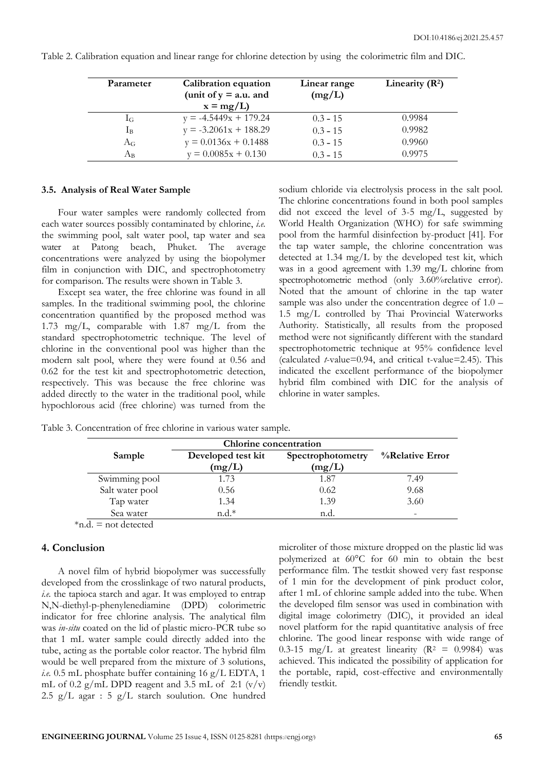Table 2. Calibration equation and linear range for chlorine detection by using the colorimetric film and DIC.

| Parameter | Calibration equation (unit of y = a.u. and x = mg/L) | Linear range (mg/L) | Linearity ($R^2$) |
|---|---|---|---|
| $I_G$ | $y = -4.5449x + 179.24$ | 0.3 - 15 | 0.9984 |
| $I_B$ | $y = -3.2061x + 188.29$ | 0.3 - 15 | 0.9982 |
| $A_G$ | $y = 0.0136x + 0.1488$ | 0.3 - 15 | 0.9960 |
| $A_B$ | $y = 0.0085x + 0.130$ | 0.3 - 15 | 0.9975 |

### 3.5. Analysis of Real Water Sample

Four water samples were randomly collected from each water sources possibly contaminated by chlorine, *i.e.* the swimming pool, salt water pool, tap water and sea water at Patong beach, Phuket. The average concentrations were analyzed by using the biopolymer film in conjunction with DIC, and spectrophotometry for comparison. The results were shown in Table 3.

Except sea water, the free chlorine was found in all samples. In the traditional swimming pool, the chlorine concentration quantified by the proposed method was 1.73 mg/L, comparable with 1.87 mg/L from the standard spectrophotometric technique. The level of chlorine in the conventional pool was higher than the modern salt pool, where they were found at 0.56 and 0.62 for the test kit and spectrophotometric detection, respectively. This was because the free chlorine was added directly to the water in the traditional pool, while hypochlorous acid (free chlorine) was turned from the sodium chloride via electrolysis process in the salt pool. The chlorine concentrations found in both pool samples did not exceed the level of 3-5 mg/L, suggested by World Health Organization (WHO) for safe swimming pool from the harmful disinfection by-product [41]. For the tap water sample, the chlorine concentration was detected at 1.34 mg/L by the developed test kit, which was in a good agreement with 1.39 mg/L chlorine from spectrophotometric method (only 3.60%relative error). Noted that the amount of chlorine in the tap water sample was also under the concentration degree of 1.0 – 1.5 mg/L controlled by Thai Provincial Waterworks Authority. Statistically, all results from the proposed method were not significantly different with the standard spectrophotometric technique at 95% confidence level (calculated *t*-value=0.94, and critical t-value=2.45). This indicated the excellent performance of the biopolymer hybrid film combined with DIC for the analysis of chlorine in water samples.

Table 3. Concentration of free chlorine in various water sample.

| Sample | Chlorine concentration | | %Relative Error |
|---|---|---|---|
| | Developed test kit (mg/L) | Spectrophotometry (mg/L) | |
| Swimming pool | 1.73 | 1.87 | 7.49 |
| Salt water pool | 0.56 | 0.62 | 9.68 |
| Tap water | 1.34 | 1.39 | 3.60 |
| Sea water | n.d.* | n.d. | - |

*n.d. = not detected

## 4. Conclusion

A novel film of hybrid biopolymer was successfully developed from the crosslinkage of two natural products, *i.e.* the tapioca starch and agar. It was employed to entrap N,N-diethyl-p-phenylenediamine (DPD) colorimetric indicator for free chlorine analysis. The analytical film was *in-situ* coated on the lid of plastic micro-PCR tube so that 1 mL water sample could directly added into the tube, acting as the portable color reactor. The hybrid film would be well prepared from the mixture of 3 solutions, *i.e.* 0.5 mL phosphate buffer containing 16 g/L EDTA, 1 mL of 0.2 g/mL DPD reagent and 3.5 mL of 2:1 (v/v) 2.5 g/L agar : 5 g/L starch soulution. One hundred microliter of those mixture dropped on the plastic lid was polymerized at 60°C for 60 min to obtain the best performance film. The testkit showed very fast response of 1 min for the development of pink product color, after 1 mL of chlorine sample added into the tube. When the developed film sensor was used in combination with digital image colorimetry (DIC), it provided an ideal novel platform for the rapid quantitative analysis of free chlorine. The good linear response with wide range of 0.3-15 mg/L at greatest linearity ($R^2$ = 0.9984) was achieved. This indicated the possibility of application for the portable, rapid, cost-effective and environmentally friendly testkit.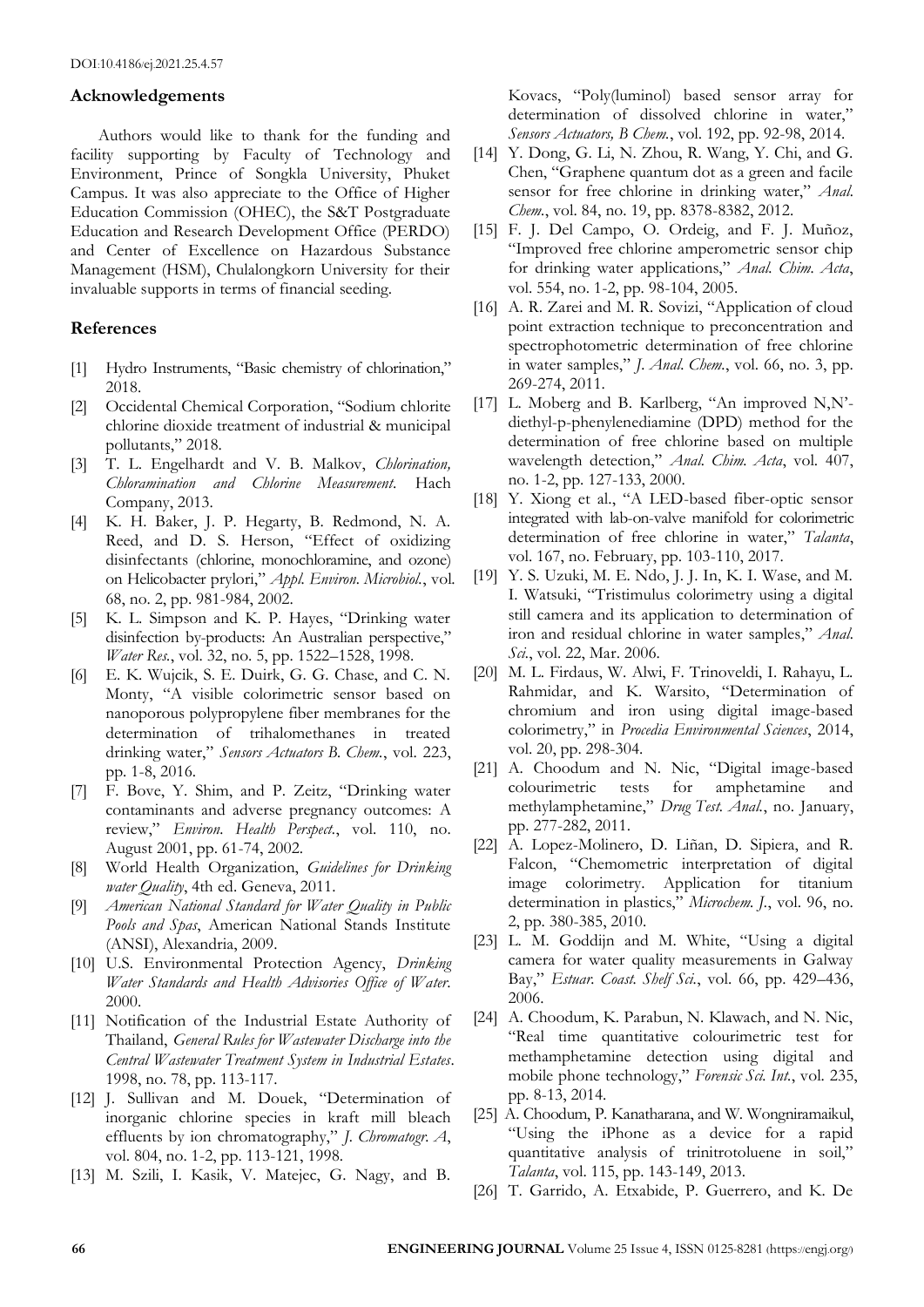## Acknowledgements

Authors would like to thank for the funding and facility supporting by Faculty of Technology and Environment, Prince of Songkla University, Phuket Campus. It was also appreciate to the Office of Higher Education Commission (OHEC), the S&T Postgraduate Education and Research Development Office (PERDO) and Center of Excellence on Hazardous Substance Management (HSM), Chulalongkorn University for their invaluable supports in terms of financial seeding.

## References

[1] Hydro Instruments, "Basic chemistry of chlorination," 2018.

[2] Occidental Chemical Corporation, "Sodium chlorite chlorine dioxide treatment of industrial & municipal pollutants," 2018.

[3] T. L. Engelhardt and V. B. Malkov, *Chlorination, Chloramination and Chlorine Measurement*. Hach Company, 2013.

[4] K. H. Baker, J. P. Hegarty, B. Redmond, N. A. Reed, and D. S. Herson, "Effect of oxidizing disinfectants (chlorine, monochloramine, and ozone) on Helicobacter prylori," *Appl. Environ. Microbiol.*, vol. 68, no. 2, pp. 981-984, 2002.

[5] K. L. Simpson and K. P. Hayes, "Drinking water disinfection by-products: An Australian perspective," *Water Res.*, vol. 32, no. 5, pp. 1522–1528, 1998.

[6] E. K. Wujcik, S. E. Duirk, G. G. Chase, and C. N. Monty, "A visible colorimetric sensor based on nanoporous polypropylene fiber membranes for the determination of trihalomethanes in treated drinking water," *Sensors Actuators B. Chem.*, vol. 223, pp. 1-8, 2016.

[7] F. Bove, Y. Shim, and P. Zeitz, "Drinking water contaminants and adverse pregnancy outcomes: A review," *Environ. Health Perspect.*, vol. 110, no. August 2001, pp. 61-74, 2002.

[8] World Health Organization, *Guidelines for Drinking water Quality*, 4th ed. Geneva, 2011.

[9] *American National Standard for Water Quality in Public Pools and Spas*, American National Stands Institute (ANSI), Alexandria, 2009.

[10] U.S. Environmental Protection Agency, *Drinking Water Standards and Health Advisories Office of Water*. 2000.

[11] Notification of the Industrial Estate Authority of Thailand, *General Rules for Wastewater Discharge into the Central Wastewater Treatment System in Industrial Estates*. 1998, no. 78, pp. 113-117.

[12] J. Sullivan and M. Douek, "Determination of inorganic chlorine species in kraft mill bleach effluents by ion chromatography," *J. Chromatogr. A*, vol. 804, no. 1-2, pp. 113-121, 1998.

[13] M. Szili, I. Kasik, V. Matejec, G. Nagy, and B. Kovacs, "Poly(luminol) based sensor array for determination of dissolved chlorine in water," *Sensors Actuators, B Chem.*, vol. 192, pp. 92-98, 2014.

[14] Y. Dong, G. Li, N. Zhou, R. Wang, Y. Chi, and G. Chen, "Graphene quantum dot as a green and facile sensor for free chlorine in drinking water," *Anal. Chem.*, vol. 84, no. 19, pp. 8378-8382, 2012.

[15] F. J. Del Campo, O. Ordeig, and F. J. Muñoz, "Improved free chlorine amperometric sensor chip for drinking water applications," *Anal. Chim. Acta*, vol. 554, no. 1-2, pp. 98-104, 2005.

[16] A. R. Zarei and M. R. Sovizi, "Application of cloud point extraction technique to preconcentration and spectrophotometric determination of free chlorine in water samples," *J. Anal. Chem.*, vol. 66, no. 3, pp. 269-274, 2011.

[17] L. Moberg and B. Karlberg, "An improved N,N'-diethyl-p-phenylenediamine (DPD) method for the determination of free chlorine based on multiple wavelength detection," *Anal. Chim. Acta*, vol. 407, no. 1-2, pp. 127-133, 2000.

[18] Y. Xiong et al., "A LED-based fiber-optic sensor integrated with lab-on-valve manifold for colorimetric determination of free chlorine in water," *Talanta*, vol. 167, no. February, pp. 103-110, 2017.

[19] Y. S. Uzuki, M. E. Ndo, J. J. In, K. I. Wase, and M. I. Watsuki, "Tristimulus colorimetry using a digital still camera and its application to determination of iron and residual chlorine in water samples," *Anal. Sci.*, vol. 22, Mar. 2006.

[20] M. L. Firdaus, W. Alwi, F. Trinoveldi, I. Rahayu, L. Rahmidar, and K. Warsito, "Determination of chromium and iron using digital image-based colorimetry," in *Procedia Environmental Sciences*, 2014, vol. 20, pp. 298-304.

[21] A. Choodum and N. Nic, "Digital image-based colourimetric tests for amphetamine and methylamphetamine," *Drug Test. Anal.*, no. January, pp. 277-282, 2011.

[22] A. Lopez-Molinero, D. Liñan, D. Sipiera, and R. Falcon, "Chemometric interpretation of digital image colorimetry. Application for titanium determination in plastics," *Microchem. J.*, vol. 96, no. 2, pp. 380-385, 2010.

[23] L. M. Goddijn and M. White, "Using a digital camera for water quality measurements in Galway Bay," *Estuar. Coast. Shelf Sci.*, vol. 66, pp. 429–436, 2006.

[24] A. Choodum, K. Parabun, N. Klawach, and N. Nic, "Real time quantitative colourimetric test for methamphetamine detection using digital and mobile phone technology," *Forensic Sci. Int.*, vol. 235, pp. 8-13, 2014.

[25] A. Choodum, P. Kanatharana, and W. Wongniramaikul, "Using the iPhone as a device for a rapid quantitative analysis of trinitrotoluene in soil," *Talanta*, vol. 115, pp. 143-149, 2013.

[26] T. Garrido, A. Etxabide, P. Guerrero, and K. De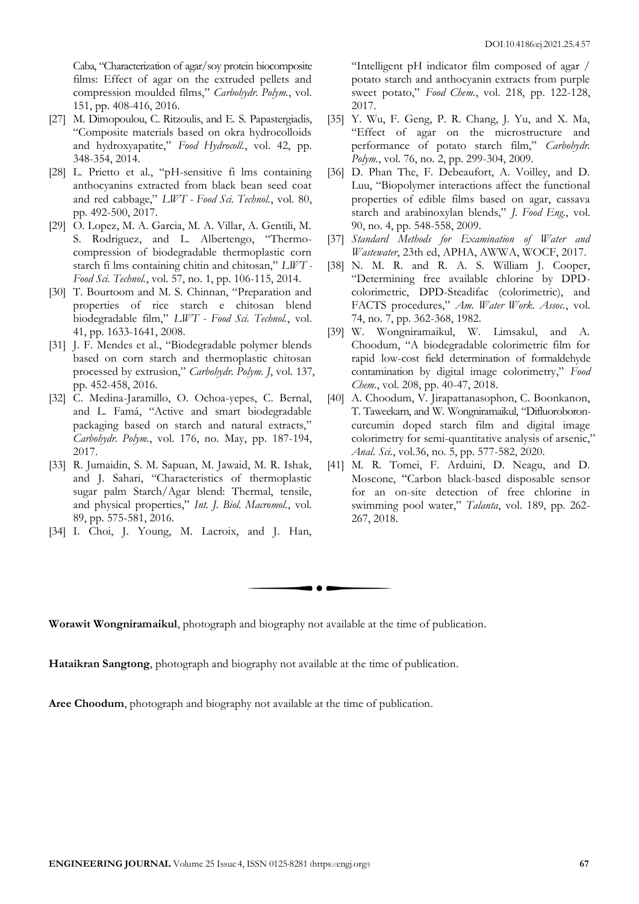Caba, "Characterization of agar/soy protein biocomposite films: Effect of agar on the extruded pellets and compression moulded films," *Carbohydr. Polym.*, vol. 151, pp. 408-416, 2016.

[27] M. Dimopoulou, C. Ritzoulis, and E. S. Papastergiadis, "Composite materials based on okra hydrocolloids and hydroxyapatite," *Food Hydrocoll.*, vol. 42, pp. 348-354, 2014.

[28] L. Prietto et al., "pH-sensitive fi lms containing anthocyanins extracted from black bean seed coat and red cabbage," *LWT - Food Sci. Technol.*, vol. 80, pp. 492-500, 2017.

[29] O. Lopez, M. A. Garcia, M. A. Villar, A. Gentili, M. S. Rodriguez, and L. Albertengo, "Thermo-compression of biodegradable thermoplastic corn starch fi lms containing chitin and chitosan," *LWT - Food Sci. Technol.*, vol. 57, no. 1, pp. 106-115, 2014.

[30] T. Bourtoom and M. S. Chinnan, "Preparation and properties of rice starch e chitosan blend biodegradable film," *LWT - Food Sci. Technol.*, vol. 41, pp. 1633-1641, 2008.

[31] J. F. Mendes et al., "Biodegradable polymer blends based on corn starch and thermoplastic chitosan processed by extrusion," *Carbohydr. Polym. J*, vol. 137, pp. 452-458, 2016.

[32] C. Medina-Jaramillo, O. Ochoa-yepes, C. Bernal, and L. Famá, "Active and smart biodegradable packaging based on starch and natural extracts," *Carbohydr. Polym.*, vol. 176, no. May, pp. 187-194, 2017.

[33] R. Jumaidin, S. M. Sapuan, M. Jawaid, M. R. Ishak, and J. Sahari, "Characteristics of thermoplastic sugar palm Starch/Agar blend: Thermal, tensile, and physical properties," *Int. J. Biol. Macromol.*, vol. 89, pp. 575-581, 2016.

[34] I. Choi, J. Young, M. Lacroix, and J. Han, "Intelligent pH indicator film composed of agar / potato starch and anthocyanin extracts from purple sweet potato," *Food Chem.*, vol. 218, pp. 122-128, 2017.

[35] Y. Wu, F. Geng, P. R. Chang, J. Yu, and X. Ma, "Effect of agar on the microstructure and performance of potato starch film," *Carbohydr. Polym.*, vol. 76, no. 2, pp. 299-304, 2009.

[36] D. Phan The, F. Debeaufort, A. Voilley, and D. Luu, "Biopolymer interactions affect the functional properties of edible films based on agar, cassava starch and arabinoxylan blends," *J. Food Eng.*, vol. 90, no. 4, pp. 548-558, 2009.

[37] *Standard Methods for Examination of Water and Wastewater*, 23th ed, APHA, AWWA, WOCF, 2017.

[38] N. M. R. and R. A. S. William J. Cooper, "Determining free available chlorine by DPD-colorimetric, DPD-Steadifac (colorimetric), and FACTS procedures," *Am. Water Work. Assoc.*, vol. 74, no. 7, pp. 362-368, 1982.

[39] W. Wongniramaikul, W. Limsakul, and A. Choodum, "A biodegradable colorimetric film for rapid low-cost field determination of formaldehyde contamination by digital image colorimetry," *Food Chem.*, vol. 208, pp. 40-47, 2018.

[40] A. Choodum, V. Jirapattanasophon, C. Boonkanon, T. Taweekarn, and W. Wongniramaikul, "Difluoroboron-curcumin doped starch film and digital image colorimetry for semi-quantitative analysis of arsenic," *Anal. Sci.*, vol.36, no. 5, pp. 577-582, 2020.

[41] M. R. Tomei, F. Arduini, D. Neagu, and D. Moscone, "Carbon black-based disposable sensor for an on-site detection of free chlorine in swimming pool water," *Talanta*, vol. 189, pp. 262-267, 2018.

**Worawit Wongniramaikul**, photograph and biography not available at the time of publication.

**Hataikran Sangtong**, photograph and biography not available at the time of publication.

**Aree Choodum**, photograph and biography not available at the time of publication.